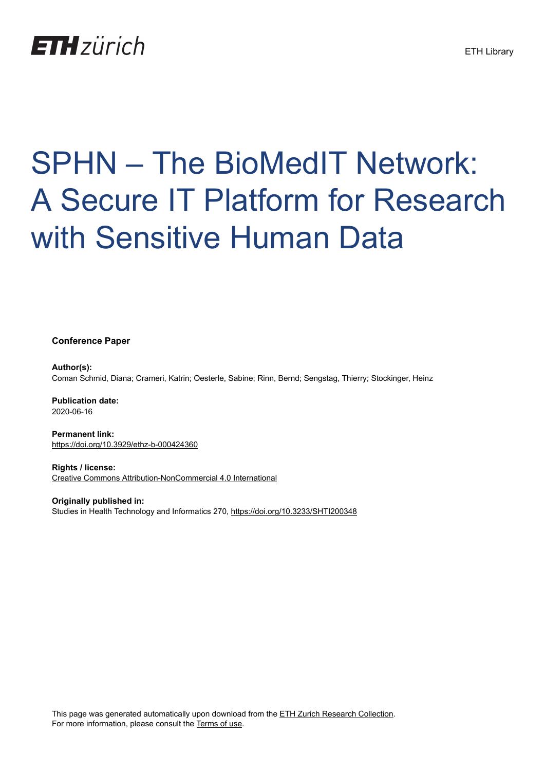# SPHN – The BioMedIT Network: A Secure IT Platform for Research with Sensitive Human Data

**Conference Paper**

**Author(s):**
Coman Schmid, Diana; Crameri, Katrin; Oesterle, Sabine; Rinn, Bernd; Sengstag, Thierry; Stockinger, Heinz

**Publication date:**
2020-06-16

**Permanent link:**
https://doi.org/10.3929/ethz-b-000424360

**Rights / license:**
Creative Commons Attribution-NonCommercial 4.0 International

**Originally published in:**
Studies in Health Technology and Informatics 270, https://doi.org/10.3233/SHTI200348

This page was generated automatically upon download from the ETH Zurich Research Collection.
For more information, please consult the Terms of use.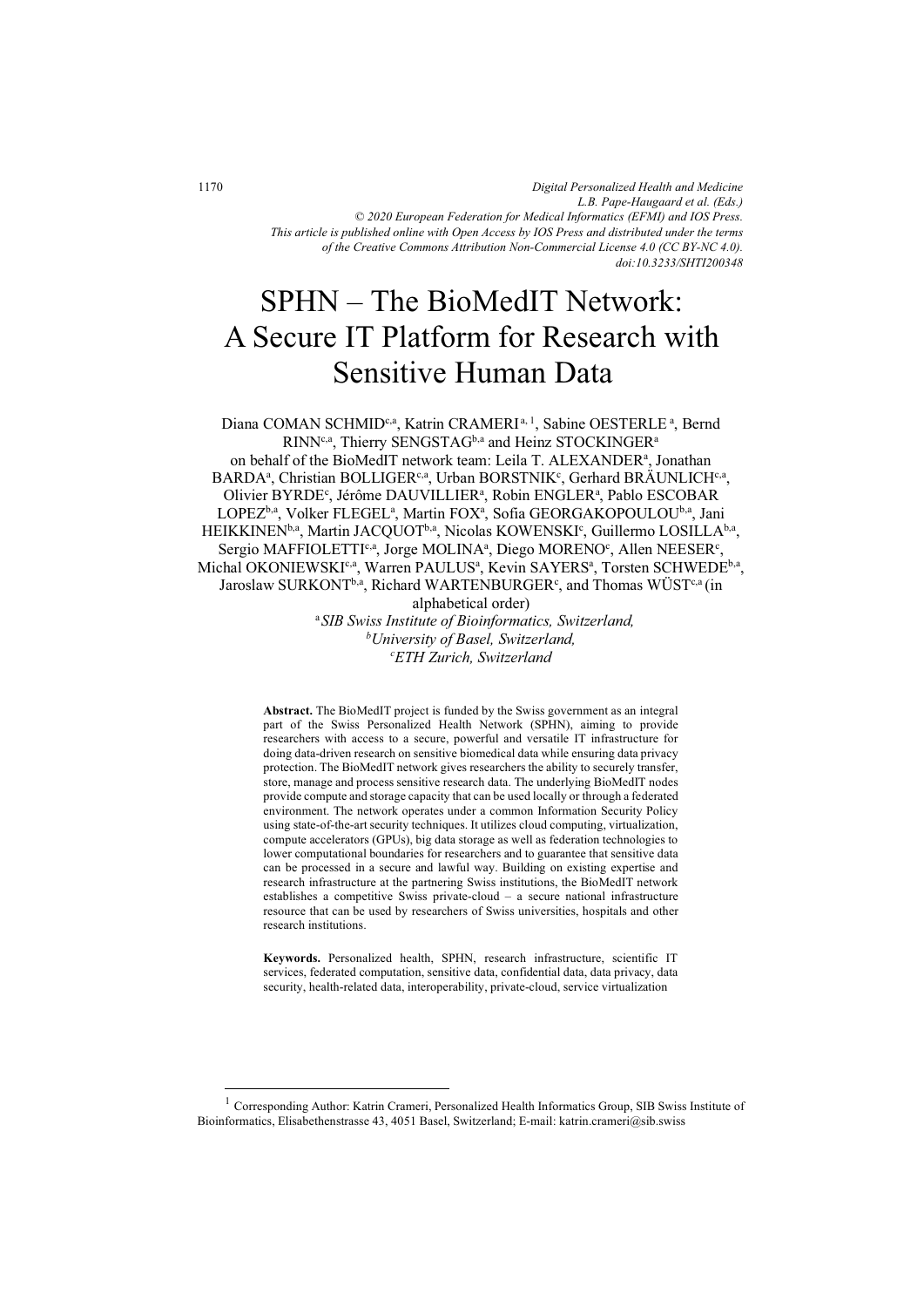# SPHN – The BioMedIT Network: A Secure IT Platform for Research with Sensitive Human Data

Diana COMAN SCHMID[c,a], Katrin CRAMERI[a, 1], Sabine OESTERLE[a], Bernd RINN[c,a], Thierry SENGSTAG[b,a] and Heinz STOCKINGER[a]
on behalf of the BioMedIT network team: Leila T. ALEXANDER[a], Jonathan BARDA[a], Christian BOLLIGER[c,a], Urban BORSTNIK[c], Gerhard BRÄUNLICH[c,a], Olivier BYRDE[c], Jérôme DAUVILLIER[a], Robin ENGLER[a], Pablo ESCOBAR LOPEZ[b,a], Volker FLEGEL[a], Martin FOX[a], Sofia GEORGAKOPOULOU[b,a], Jani HEIKKINEN[b,a], Martin JACQUOT[b,a], Nicolas KOWENSKI[c], Guillermo LOSILLA[b,a], Sergio MAFFIOLETTI[c,a], Jorge MOLINA[a], Diego MORENO[c], Allen NEESER[c], Michal OKONIEWSKI[c,a], Warren PAULUS[a], Kevin SAYERS[a], Torsten SCHWEDE[b,a], Jaroslaw SURKONT[b,a], Richard WARTENBURGER[c], and Thomas WÜST[c,a] (in alphabetical order)

[a] *SIB Swiss Institute of Bioinformatics, Switzerland,*
[b] *University of Basel, Switzerland,*
[c] *ETH Zurich, Switzerland*

**Abstract.** The BioMedIT project is funded by the Swiss government as an integral part of the Swiss Personalized Health Network (SPHN), aiming to provide researchers with access to a secure, powerful and versatile IT infrastructure for doing data-driven research on sensitive biomedical data while ensuring data privacy protection. The BioMedIT network gives researchers the ability to securely transfer, store, manage and process sensitive research data. The underlying BioMedIT nodes provide compute and storage capacity that can be used locally or through a federated environment. The network operates under a common Information Security Policy using state-of-the-art security techniques. It utilizes cloud computing, virtualization, compute accelerators (GPUs), big data storage as well as federation technologies to lower computational boundaries for researchers and to guarantee that sensitive data can be processed in a secure and lawful way. Building on existing expertise and research infrastructure at the partnering Swiss institutions, the BioMedIT network establishes a competitive Swiss private-cloud – a secure national infrastructure resource that can be used by researchers of Swiss universities, hospitals and other research institutions.

**Keywords.** Personalized health, SPHN, research infrastructure, scientific IT services, federated computation, sensitive data, confidential data, data privacy, data security, health-related data, interoperability, private-cloud, service virtualization

[1] Corresponding Author: Katrin Crameri, Personalized Health Informatics Group, SIB Swiss Institute of Bioinformatics, Elisabethenstrasse 43, 4051 Basel, Switzerland; E-mail: katrin.crameri@sib.swiss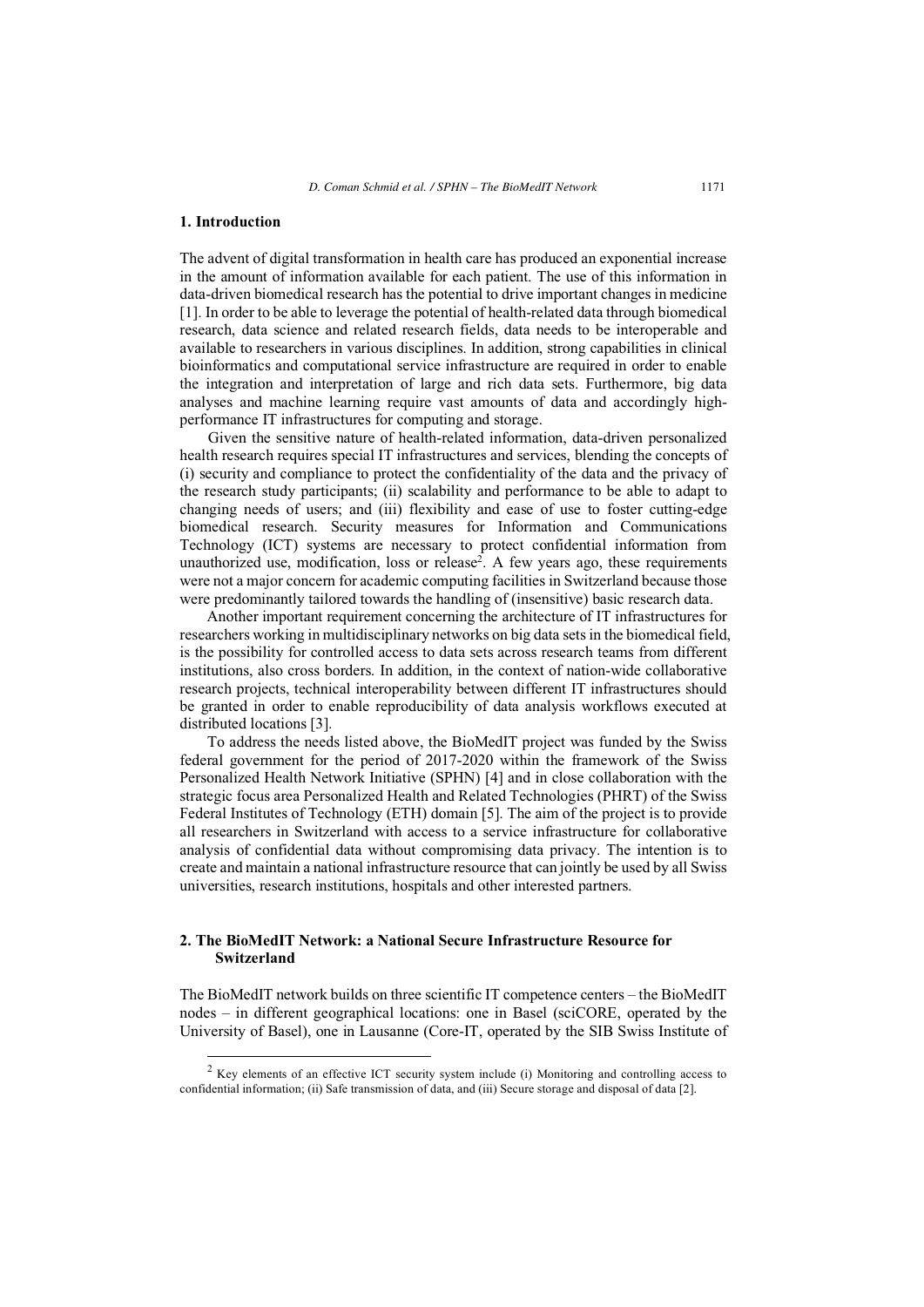## 1. Introduction

The advent of digital transformation in health care has produced an exponential increase in the amount of information available for each patient. The use of this information in data-driven biomedical research has the potential to drive important changes in medicine [1]. In order to be able to leverage the potential of health-related data through biomedical research, data science and related research fields, data needs to be interoperable and available to researchers in various disciplines. In addition, strong capabilities in clinical bioinformatics and computational service infrastructure are required in order to enable the integration and interpretation of large and rich data sets. Furthermore, big data analyses and machine learning require vast amounts of data and accordingly high-performance IT infrastructures for computing and storage.

Given the sensitive nature of health-related information, data-driven personalized health research requires special IT infrastructures and services, blending the concepts of (i) security and compliance to protect the confidentiality of the data and the privacy of the research study participants; (ii) scalability and performance to be able to adapt to changing needs of users; and (iii) flexibility and ease of use to foster cutting-edge biomedical research. Security measures for Information and Communications Technology (ICT) systems are necessary to protect confidential information from unauthorized use, modification, loss or release[2]. A few years ago, these requirements were not a major concern for academic computing facilities in Switzerland because those were predominantly tailored towards the handling of (insensitive) basic research data.

Another important requirement concerning the architecture of IT infrastructures for researchers working in multidisciplinary networks on big data sets in the biomedical field, is the possibility for controlled access to data sets across research teams from different institutions, also cross borders. In addition, in the context of nation-wide collaborative research projects, technical interoperability between different IT infrastructures should be granted in order to enable reproducibility of data analysis workflows executed at distributed locations [3].

To address the needs listed above, the BioMedIT project was funded by the Swiss federal government for the period of 2017-2020 within the framework of the Swiss Personalized Health Network Initiative (SPHN) [4] and in close collaboration with the strategic focus area Personalized Health and Related Technologies (PHRT) of the Swiss Federal Institutes of Technology (ETH) domain [5]. The aim of the project is to provide all researchers in Switzerland with access to a service infrastructure for collaborative analysis of confidential data without compromising data privacy. The intention is to create and maintain a national infrastructure resource that can jointly be used by all Swiss universities, research institutions, hospitals and other interested partners.

## 2. The BioMedIT Network: a National Secure Infrastructure Resource for Switzerland

The BioMedIT network builds on three scientific IT competence centers – the BioMedIT nodes – in different geographical locations: one in Basel (sciCORE, operated by the University of Basel), one in Lausanne (Core-IT, operated by the SIB Swiss Institute of

[2] Key elements of an effective ICT security system include (i) Monitoring and controlling access to confidential information; (ii) Safe transmission of data, and (iii) Secure storage and disposal of data [2].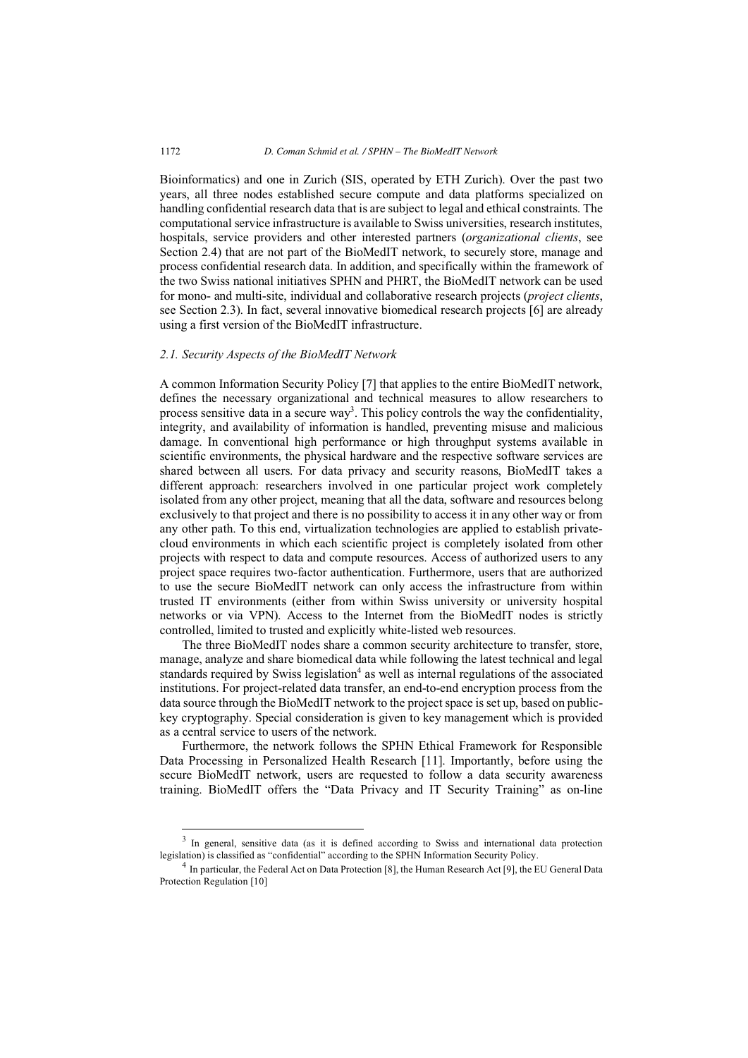Bioinformatics) and one in Zurich (SIS, operated by ETH Zurich). Over the past two years, all three nodes established secure compute and data platforms specialized on handling confidential research data that is are subject to legal and ethical constraints. The computational service infrastructure is available to Swiss universities, research institutes, hospitals, service providers and other interested partners (*organizational clients*, see Section 2.4) that are not part of the BioMedIT network, to securely store, manage and process confidential research data. In addition, and specifically within the framework of the two Swiss national initiatives SPHN and PHRT, the BioMedIT network can be used for mono- and multi-site, individual and collaborative research projects (*project clients*, see Section 2.3). In fact, several innovative biomedical research projects [6] are already using a first version of the BioMedIT infrastructure.

### *2.1. Security Aspects of the BioMedIT Network*

A common Information Security Policy [7] that applies to the entire BioMedIT network, defines the necessary organizational and technical measures to allow researchers to process sensitive data in a secure way[3]. This policy controls the way the confidentiality, integrity, and availability of information is handled, preventing misuse and malicious damage. In conventional high performance or high throughput systems available in scientific environments, the physical hardware and the respective software services are shared between all users. For data privacy and security reasons, BioMedIT takes a different approach: researchers involved in one particular project work completely isolated from any other project, meaning that all the data, software and resources belong exclusively to that project and there is no possibility to access it in any other way or from any other path. To this end, virtualization technologies are applied to establish private-cloud environments in which each scientific project is completely isolated from other projects with respect to data and compute resources. Access of authorized users to any project space requires two-factor authentication. Furthermore, users that are authorized to use the secure BioMedIT network can only access the infrastructure from within trusted IT environments (either from within Swiss university or university hospital networks or via VPN). Access to the Internet from the BioMedIT nodes is strictly controlled, limited to trusted and explicitly white-listed web resources.

The three BioMedIT nodes share a common security architecture to transfer, store, manage, analyze and share biomedical data while following the latest technical and legal standards required by Swiss legislation[4] as well as internal regulations of the associated institutions. For project-related data transfer, an end-to-end encryption process from the data source through the BioMedIT network to the project space is set up, based on public-key cryptography. Special consideration is given to key management which is provided as a central service to users of the network.

Furthermore, the network follows the SPHN Ethical Framework for Responsible Data Processing in Personalized Health Research [11]. Importantly, before using the secure BioMedIT network, users are requested to follow a data security awareness training. BioMedIT offers the "Data Privacy and IT Security Training" as on-line

---

[3] In general, sensitive data (as it is defined according to Swiss and international data protection legislation) is classified as "confidential" according to the SPHN Information Security Policy.

[4] In particular, the Federal Act on Data Protection [8], the Human Research Act [9], the EU General Data Protection Regulation [10]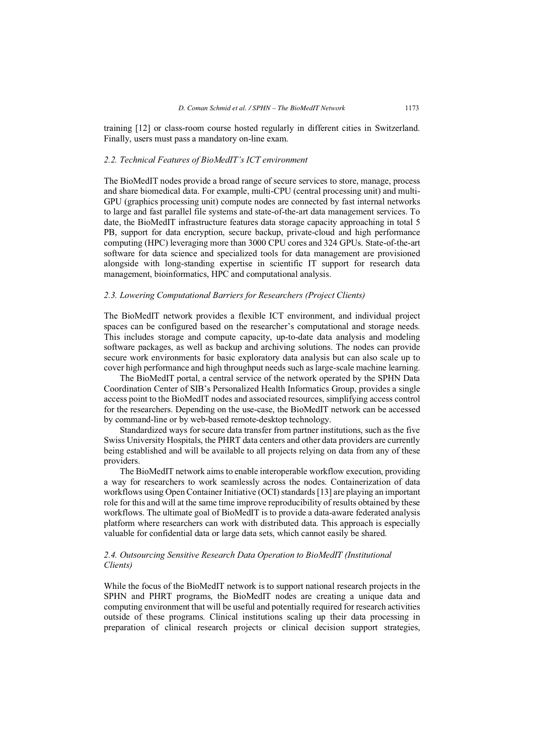training [12] or class-room course hosted regularly in different cities in Switzerland. Finally, users must pass a mandatory on-line exam.

### *2.2. Technical Features of BioMedIT's ICT environment*

The BioMedIT nodes provide a broad range of secure services to store, manage, process and share biomedical data. For example, multi-CPU (central processing unit) and multi-GPU (graphics processing unit) compute nodes are connected by fast internal networks to large and fast parallel file systems and state-of-the-art data management services. To date, the BioMedIT infrastructure features data storage capacity approaching in total 5 PB, support for data encryption, secure backup, private-cloud and high performance computing (HPC) leveraging more than 3000 CPU cores and 324 GPUs. State-of-the-art software for data science and specialized tools for data management are provisioned alongside with long-standing expertise in scientific IT support for research data management, bioinformatics, HPC and computational analysis.

### *2.3. Lowering Computational Barriers for Researchers (Project Clients)*

The BioMedIT network provides a flexible ICT environment, and individual project spaces can be configured based on the researcher's computational and storage needs. This includes storage and compute capacity, up-to-date data analysis and modeling software packages, as well as backup and archiving solutions. The nodes can provide secure work environments for basic exploratory data analysis but can also scale up to cover high performance and high throughput needs such as large-scale machine learning.

The BioMedIT portal, a central service of the network operated by the SPHN Data Coordination Center of SIB's Personalized Health Informatics Group, provides a single access point to the BioMedIT nodes and associated resources, simplifying access control for the researchers. Depending on the use-case, the BioMedIT network can be accessed by command-line or by web-based remote-desktop technology.

Standardized ways for secure data transfer from partner institutions, such as the five Swiss University Hospitals, the PHRT data centers and other data providers are currently being established and will be available to all projects relying on data from any of these providers.

The BioMedIT network aims to enable interoperable workflow execution, providing a way for researchers to work seamlessly across the nodes. Containerization of data workflows using Open Container Initiative (OCI) standards [13] are playing an important role for this and will at the same time improve reproducibility of results obtained by these workflows. The ultimate goal of BioMedIT is to provide a data-aware federated analysis platform where researchers can work with distributed data. This approach is especially valuable for confidential data or large data sets, which cannot easily be shared.

### *2.4. Outsourcing Sensitive Research Data Operation to BioMedIT (Institutional Clients)*

While the focus of the BioMedIT network is to support national research projects in the SPHN and PHRT programs, the BioMedIT nodes are creating a unique data and computing environment that will be useful and potentially required for research activities outside of these programs. Clinical institutions scaling up their data processing in preparation of clinical research projects or clinical decision support strategies,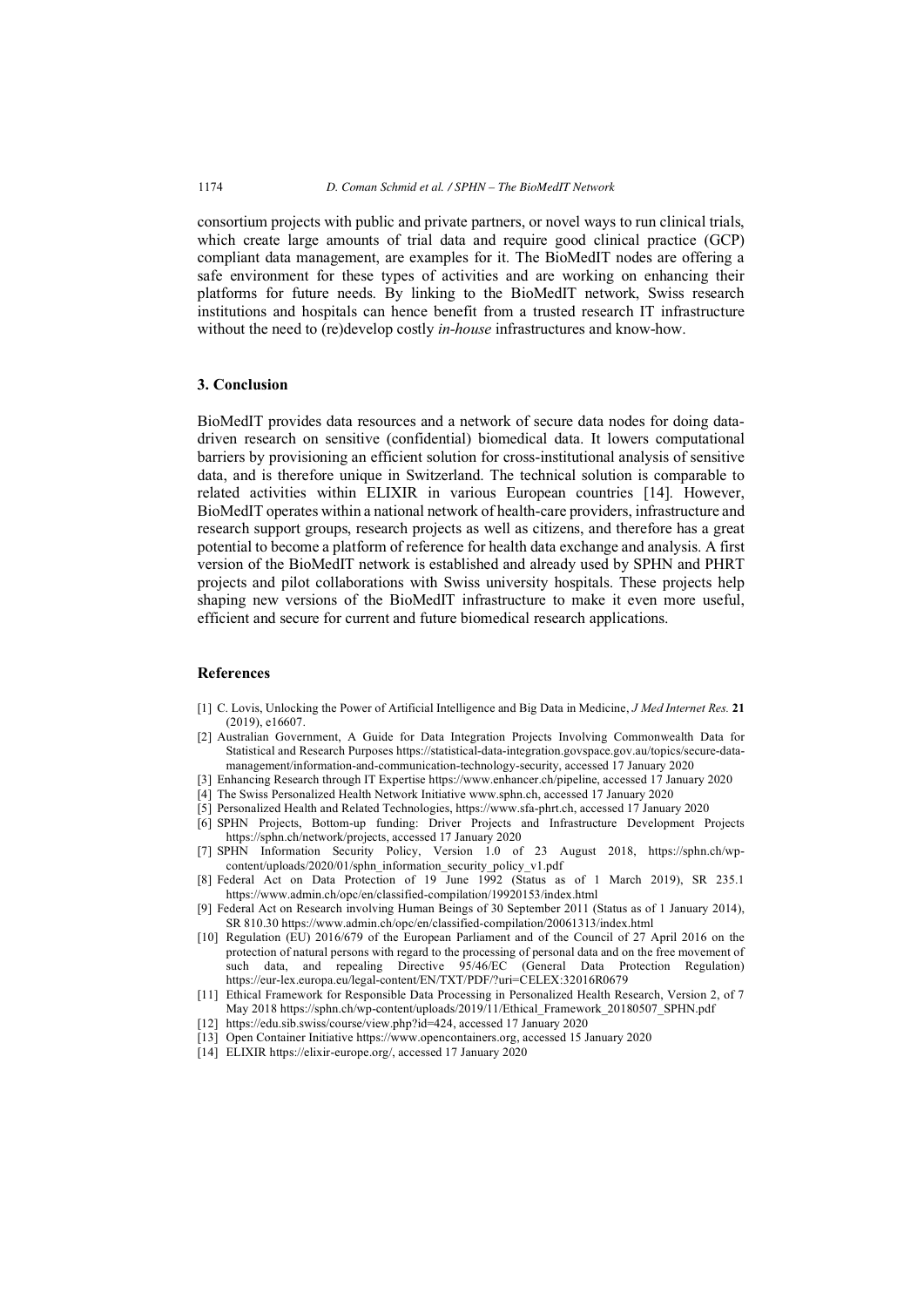consortium projects with public and private partners, or novel ways to run clinical trials, which create large amounts of trial data and require good clinical practice (GCP) compliant data management, are examples for it. The BioMedIT nodes are offering a safe environment for these types of activities and are working on enhancing their platforms for future needs. By linking to the BioMedIT network, Swiss research institutions and hospitals can hence benefit from a trusted research IT infrastructure without the need to (re)develop costly *in-house* infrastructures and know-how.

## 3. Conclusion

BioMedIT provides data resources and a network of secure data nodes for doing data-driven research on sensitive (confidential) biomedical data. It lowers computational barriers by provisioning an efficient solution for cross-institutional analysis of sensitive data, and is therefore unique in Switzerland. The technical solution is comparable to related activities within ELIXIR in various European countries [14]. However, BioMedIT operates within a national network of health-care providers, infrastructure and research support groups, research projects as well as citizens, and therefore has a great potential to become a platform of reference for health data exchange and analysis. A first version of the BioMedIT network is established and already used by SPHN and PHRT projects and pilot collaborations with Swiss university hospitals. These projects help shaping new versions of the BioMedIT infrastructure to make it even more useful, efficient and secure for current and future biomedical research applications.

## References

[1] C. Lovis, Unlocking the Power of Artificial Intelligence and Big Data in Medicine, *J Med Internet Res.* **21** (2019), e16607.

[2] Australian Government, A Guide for Data Integration Projects Involving Commonwealth Data for Statistical and Research Purposes https://statistical-data-integration.govspace.gov.au/topics/secure-data-management/information-and-communication-technology-security, accessed 17 January 2020

[3] Enhancing Research through IT Expertise https://www.enhancer.ch/pipeline, accessed 17 January 2020

[4] The Swiss Personalized Health Network Initiative www.sphn.ch, accessed 17 January 2020

[5] Personalized Health and Related Technologies, https://www.sfa-phrt.ch, accessed 17 January 2020

[6] SPHN Projects, Bottom-up funding: Driver Projects and Infrastructure Development Projects https://sphn.ch/network/projects, accessed 17 January 2020

[7] SPHN Information Security Policy, Version 1.0 of 23 August 2018, https://sphn.ch/wp-content/uploads/2020/01/sphn_information_security_policy_v1.pdf

[8] Federal Act on Data Protection of 19 June 1992 (Status as of 1 March 2019), SR 235.1 https://www.admin.ch/opc/en/classified-compilation/19920153/index.html

[9] Federal Act on Research involving Human Beings of 30 September 2011 (Status as of 1 January 2014), SR 810.30 https://www.admin.ch/opc/en/classified-compilation/20061313/index.html

[10] Regulation (EU) 2016/679 of the European Parliament and of the Council of 27 April 2016 on the protection of natural persons with regard to the processing of personal data and on the free movement of such data, and repealing Directive 95/46/EC (General Data Protection Regulation) https://eur-lex.europa.eu/legal-content/EN/TXT/PDF/?uri=CELEX:32016R0679

[11] Ethical Framework for Responsible Data Processing in Personalized Health Research, Version 2, of 7 May 2018 https://sphn.ch/wp-content/uploads/2019/11/Ethical_Framework_20180507_SPHN.pdf

[12] https://edu.sib.swiss/course/view.php?id=424, accessed 17 January 2020

[13] Open Container Initiative https://www.opencontainers.org, accessed 15 January 2020

[14] ELIXIR https://elixir-europe.org/, accessed 17 January 2020